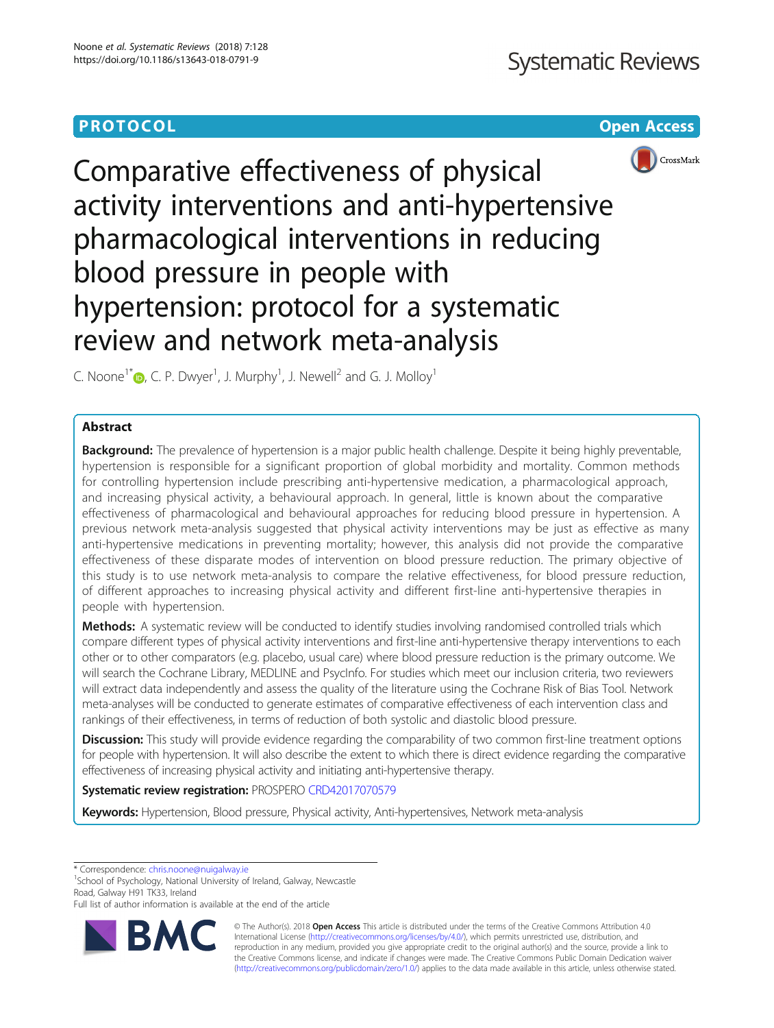PROTOCOL

Open Access

# Comparative effectiveness of physical activity interventions and anti-hypertensive pharmacological interventions in reducing blood pressure in people with hypertension: protocol for a systematic review and network meta-analysis

C. Noone[1*], C. P. Dwyer[1], J. Murphy[1], J. Newell[2] and G. J. Molloy[1]

## Abstract

**Background:** The prevalence of hypertension is a major public health challenge. Despite it being highly preventable, hypertension is responsible for a significant proportion of global morbidity and mortality. Common methods for controlling hypertension include prescribing anti-hypertensive medication, a pharmacological approach, and increasing physical activity, a behavioural approach. In general, little is known about the comparative effectiveness of pharmacological and behavioural approaches for reducing blood pressure in hypertension. A previous network meta-analysis suggested that physical activity interventions may be just as effective as many anti-hypertensive medications in preventing mortality; however, this analysis did not provide the comparative effectiveness of these disparate modes of intervention on blood pressure reduction. The primary objective of this study is to use network meta-analysis to compare the relative effectiveness, for blood pressure reduction, of different approaches to increasing physical activity and different first-line anti-hypertensive therapies in people with hypertension.

**Methods:** A systematic review will be conducted to identify studies involving randomised controlled trials which compare different types of physical activity interventions and first-line anti-hypertensive therapy interventions to each other or to other comparators (e.g. placebo, usual care) where blood pressure reduction is the primary outcome. We will search the Cochrane Library, MEDLINE and PsycInfo. For studies which meet our inclusion criteria, two reviewers will extract data independently and assess the quality of the literature using the Cochrane Risk of Bias Tool. Network meta-analyses will be conducted to generate estimates of comparative effectiveness of each intervention class and rankings of their effectiveness, in terms of reduction of both systolic and diastolic blood pressure.

**Discussion:** This study will provide evidence regarding the comparability of two common first-line treatment options for people with hypertension. It will also describe the extent to which there is direct evidence regarding the comparative effectiveness of increasing physical activity and initiating anti-hypertensive therapy.

**Systematic review registration:** PROSPERO CRD42017070579

**Keywords:** Hypertension, Blood pressure, Physical activity, Anti-hypertensives, Network meta-analysis

\* Correspondence: chris.noone@nuigalway.ie
[1]School of Psychology, National University of Ireland, Galway, Newcastle Road, Galway H91 TK33, Ireland
Full list of author information is available at the end of the article

© The Author(s). 2018 **Open Access** This article is distributed under the terms of the Creative Commons Attribution 4.0 International License (http://creativecommons.org/licenses/by/4.0/), which permits unrestricted use, distribution, and reproduction in any medium, provided you give appropriate credit to the original author(s) and the source, provide a link to the Creative Commons license, and indicate if changes were made. The Creative Commons Public Domain Dedication waiver (http://creativecommons.org/publicdomain/zero/1.0/) applies to the data made available in this article, unless otherwise stated.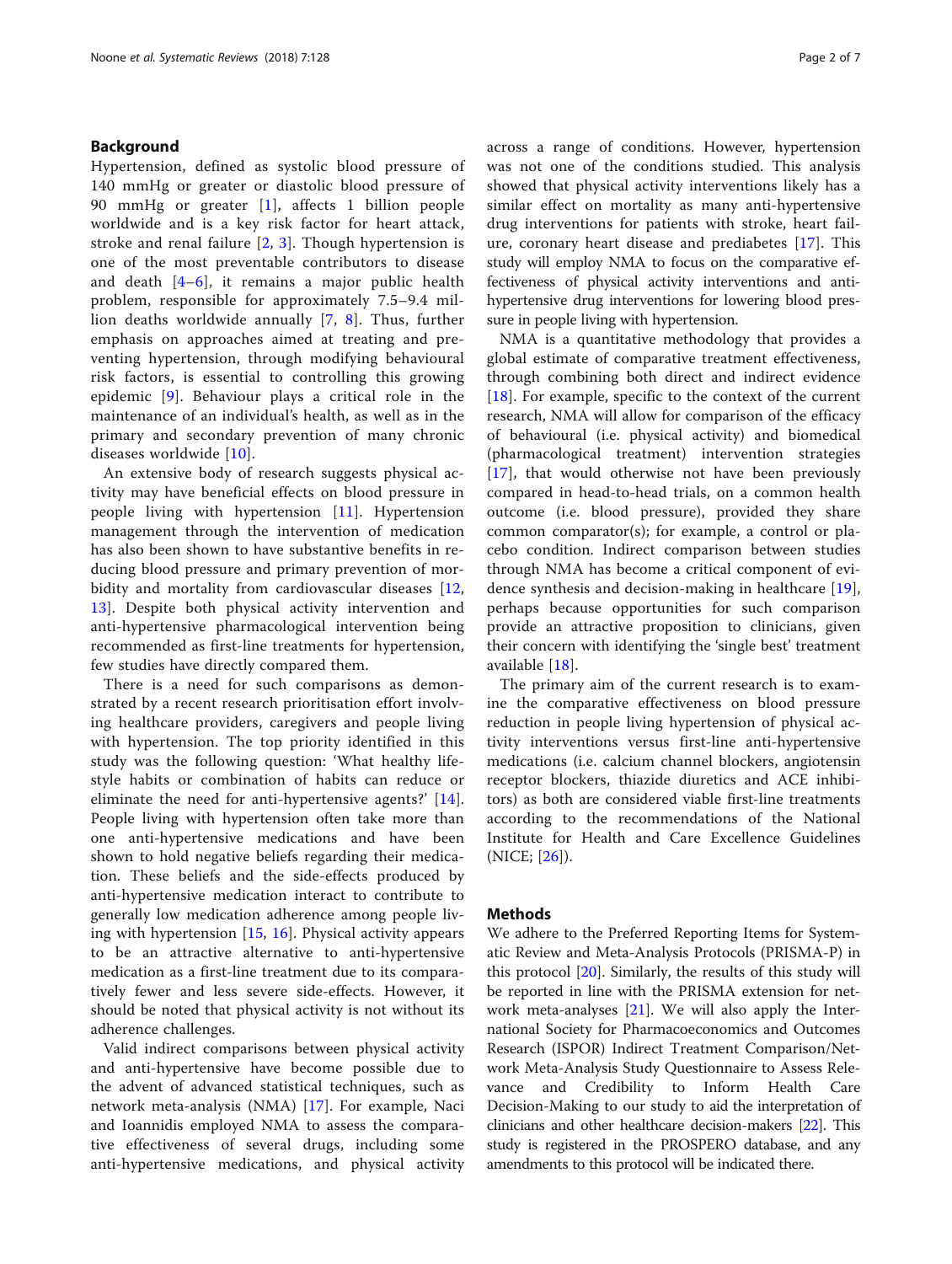## Background

Hypertension, defined as systolic blood pressure of 140 mmHg or greater or diastolic blood pressure of 90 mmHg or greater [1], affects 1 billion people worldwide and is a key risk factor for heart attack, stroke and renal failure [2, 3]. Though hypertension is one of the most preventable contributors to disease and death [4–6], it remains a major public health problem, responsible for approximately 7.5–9.4 million deaths worldwide annually [7, 8]. Thus, further emphasis on approaches aimed at treating and preventing hypertension, through modifying behavioural risk factors, is essential to controlling this growing epidemic [9]. Behaviour plays a critical role in the maintenance of an individual's health, as well as in the primary and secondary prevention of many chronic diseases worldwide [10].

An extensive body of research suggests physical activity may have beneficial effects on blood pressure in people living with hypertension [11]. Hypertension management through the intervention of medication has also been shown to have substantive benefits in reducing blood pressure and primary prevention of morbidity and mortality from cardiovascular diseases [12, 13]. Despite both physical activity intervention and anti-hypertensive pharmacological intervention being recommended as first-line treatments for hypertension, few studies have directly compared them.

There is a need for such comparisons as demonstrated by a recent research prioritisation effort involving healthcare providers, caregivers and people living with hypertension. The top priority identified in this study was the following question: 'What healthy lifestyle habits or combination of habits can reduce or eliminate the need for anti-hypertensive agents?' [14]. People living with hypertension often take more than one anti-hypertensive medications and have been shown to hold negative beliefs regarding their medication. These beliefs and the side-effects produced by anti-hypertensive medication interact to contribute to generally low medication adherence among people living with hypertension [15, 16]. Physical activity appears to be an attractive alternative to anti-hypertensive medication as a first-line treatment due to its comparatively fewer and less severe side-effects. However, it should be noted that physical activity is not without its adherence challenges.

Valid indirect comparisons between physical activity and anti-hypertensive have become possible due to the advent of advanced statistical techniques, such as network meta-analysis (NMA) [17]. For example, Naci and Ioannidis employed NMA to assess the comparative effectiveness of several drugs, including some anti-hypertensive medications, and physical activity across a range of conditions. However, hypertension was not one of the conditions studied. This analysis showed that physical activity interventions likely has a similar effect on mortality as many anti-hypertensive drug interventions for patients with stroke, heart failure, coronary heart disease and prediabetes [17]. This study will employ NMA to focus on the comparative effectiveness of physical activity interventions and anti-hypertensive drug interventions for lowering blood pressure in people living with hypertension.

NMA is a quantitative methodology that provides a global estimate of comparative treatment effectiveness, through combining both direct and indirect evidence [18]. For example, specific to the context of the current research, NMA will allow for comparison of the efficacy of behavioural (i.e. physical activity) and biomedical (pharmacological treatment) intervention strategies [17], that would otherwise not have been previously compared in head-to-head trials, on a common health outcome (i.e. blood pressure), provided they share common comparator(s); for example, a control or placebo condition. Indirect comparison between studies through NMA has become a critical component of evidence synthesis and decision-making in healthcare [19], perhaps because opportunities for such comparison provide an attractive proposition to clinicians, given their concern with identifying the 'single best' treatment available [18].

The primary aim of the current research is to examine the comparative effectiveness on blood pressure reduction in people living hypertension of physical activity interventions versus first-line anti-hypertensive medications (i.e. calcium channel blockers, angiotensin receptor blockers, thiazide diuretics and ACE inhibitors) as both are considered viable first-line treatments according to the recommendations of the National Institute for Health and Care Excellence Guidelines (NICE; [26]).

## Methods

We adhere to the Preferred Reporting Items for Systematic Review and Meta-Analysis Protocols (PRISMA-P) in this protocol [20]. Similarly, the results of this study will be reported in line with the PRISMA extension for network meta-analyses [21]. We will also apply the International Society for Pharmacoeconomics and Outcomes Research (ISPOR) Indirect Treatment Comparison/Network Meta-Analysis Study Questionnaire to Assess Relevance and Credibility to Inform Health Care Decision-Making to our study to aid the interpretation of clinicians and other healthcare decision-makers [22]. This study is registered in the PROSPERO database, and any amendments to this protocol will be indicated there.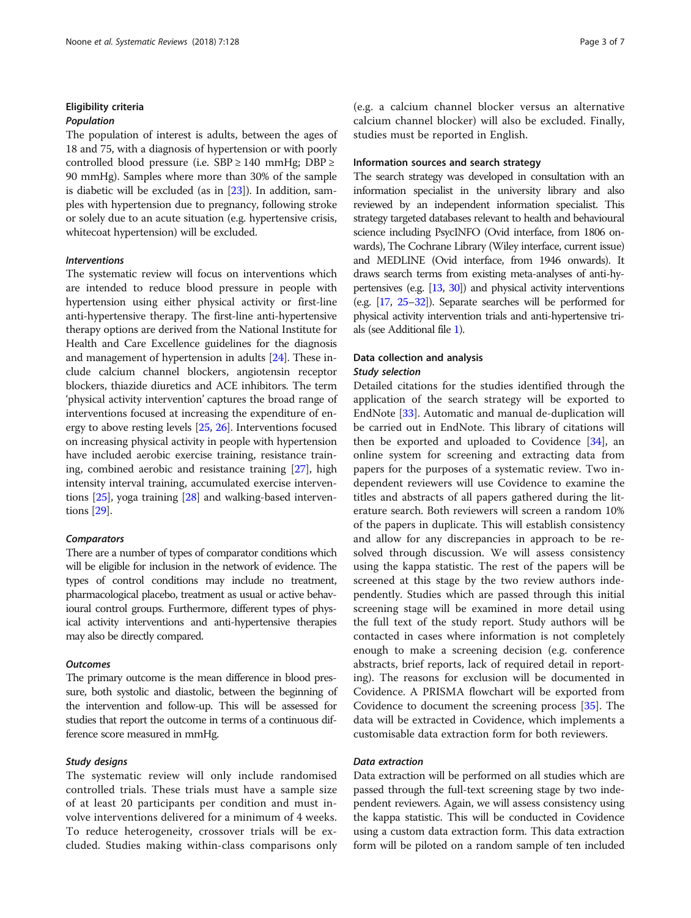## Eligibility criteria

### Population

The population of interest is adults, between the ages of 18 and 75, with a diagnosis of hypertension or with poorly controlled blood pressure (i.e. SBP ≥ 140 mmHg; DBP ≥ 90 mmHg). Samples where more than 30% of the sample is diabetic will be excluded (as in [23]). In addition, samples with hypertension due to pregnancy, following stroke or solely due to an acute situation (e.g. hypertensive crisis, whitecoat hypertension) will be excluded.

### Interventions

The systematic review will focus on interventions which are intended to reduce blood pressure in people with hypertension using either physical activity or first-line anti-hypertensive therapy. The first-line anti-hypertensive therapy options are derived from the National Institute for Health and Care Excellence guidelines for the diagnosis and management of hypertension in adults [24]. These include calcium channel blockers, angiotensin receptor blockers, thiazide diuretics and ACE inhibitors. The term 'physical activity intervention' captures the broad range of interventions focused at increasing the expenditure of energy to above resting levels [25, 26]. Interventions focused on increasing physical activity in people with hypertension have included aerobic exercise training, resistance training, combined aerobic and resistance training [27], high intensity interval training, accumulated exercise interventions [25], yoga training [28] and walking-based interventions [29].

### Comparators

There are a number of types of comparator conditions which will be eligible for inclusion in the network of evidence. The types of control conditions may include no treatment, pharmacological placebo, treatment as usual or active behavioural control groups. Furthermore, different types of physical activity interventions and anti-hypertensive therapies may also be directly compared.

### Outcomes

The primary outcome is the mean difference in blood pressure, both systolic and diastolic, between the beginning of the intervention and follow-up. This will be assessed for studies that report the outcome in terms of a continuous difference score measured in mmHg.

### Study designs

The systematic review will only include randomised controlled trials. These trials must have a sample size of at least 20 participants per condition and must involve interventions delivered for a minimum of 4 weeks. To reduce heterogeneity, crossover trials will be excluded. Studies making within-class comparisons only (e.g. a calcium channel blocker versus an alternative calcium channel blocker) will also be excluded. Finally, studies must be reported in English.

## Information sources and search strategy

The search strategy was developed in consultation with an information specialist in the university library and also reviewed by an independent information specialist. This strategy targeted databases relevant to health and behavioural science including PsycINFO (Ovid interface, from 1806 onwards), The Cochrane Library (Wiley interface, current issue) and MEDLINE (Ovid interface, from 1946 onwards). It draws search terms from existing meta-analyses of anti-hypertensives (e.g. [13, 30]) and physical activity interventions (e.g. [17, 25–32]). Separate searches will be performed for physical activity intervention trials and anti-hypertensive trials (see Additional file 1).

## Data collection and analysis

### Study selection

Detailed citations for the studies identified through the application of the search strategy will be exported to EndNote [33]. Automatic and manual de-duplication will be carried out in EndNote. This library of citations will then be exported and uploaded to Covidence [34], an online system for screening and extracting data from papers for the purposes of a systematic review. Two independent reviewers will use Covidence to examine the titles and abstracts of all papers gathered during the literature search. Both reviewers will screen a random 10% of the papers in duplicate. This will establish consistency and allow for any discrepancies in approach to be resolved through discussion. We will assess consistency using the kappa statistic. The rest of the papers will be screened at this stage by the two review authors independently. Studies which are passed through this initial screening stage will be examined in more detail using the full text of the study report. Study authors will be contacted in cases where information is not completely enough to make a screening decision (e.g. conference abstracts, brief reports, lack of required detail in reporting). The reasons for exclusion will be documented in Covidence. A PRISMA flowchart will be exported from Covidence to document the screening process [35]. The data will be extracted in Covidence, which implements a customisable data extraction form for both reviewers.

### Data extraction

Data extraction will be performed on all studies which are passed through the full-text screening stage by two independent reviewers. Again, we will assess consistency using the kappa statistic. This will be conducted in Covidence using a custom data extraction form. This data extraction form will be piloted on a random sample of ten included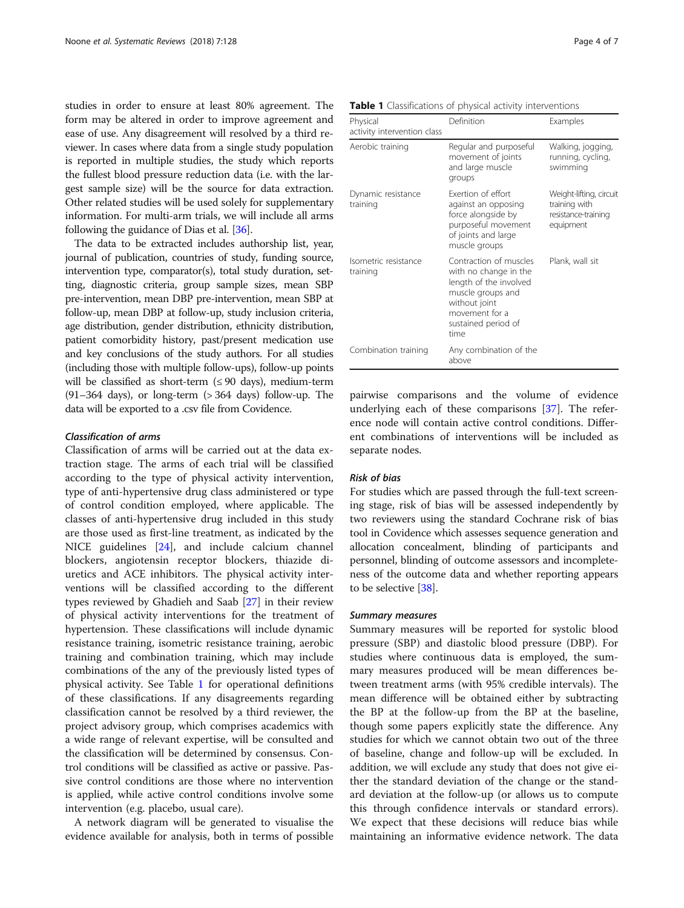studies in order to ensure at least 80% agreement. The form may be altered in order to improve agreement and ease of use. Any disagreement will resolved by a third reviewer. In cases where data from a single study population is reported in multiple studies, the study which reports the fullest blood pressure reduction data (i.e. with the largest sample size) will be the source for data extraction. Other related studies will be used solely for supplementary information. For multi-arm trials, we will include all arms following the guidance of Dias et al. [36].

The data to be extracted includes authorship list, year, journal of publication, countries of study, funding source, intervention type, comparator(s), total study duration, setting, diagnostic criteria, group sample sizes, mean SBP pre-intervention, mean DBP pre-intervention, mean SBP at follow-up, mean DBP at follow-up, study inclusion criteria, age distribution, gender distribution, ethnicity distribution, patient comorbidity history, past/present medication use and key conclusions of the study authors. For all studies (including those with multiple follow-ups), follow-up points will be classified as short-term (≤ 90 days), medium-term (91–364 days), or long-term (> 364 days) follow-up. The data will be exported to a .csv file from Covidence.

### *Classification of arms*

Classification of arms will be carried out at the data extraction stage. The arms of each trial will be classified according to the type of physical activity intervention, type of anti-hypertensive drug class administered or type of control condition employed, where applicable. The classes of anti-hypertensive drug included in this study are those used as first-line treatment, as indicated by the NICE guidelines [24], and include calcium channel blockers, angiotensin receptor blockers, thiazide diuretics and ACE inhibitors. The physical activity interventions will be classified according to the different types reviewed by Ghadieh and Saab [27] in their review of physical activity interventions for the treatment of hypertension. These classifications will include dynamic resistance training, isometric resistance training, aerobic training and combination training, which may include combinations of the any of the previously listed types of physical activity. See Table 1 for operational definitions of these classifications. If any disagreements regarding classification cannot be resolved by a third reviewer, the project advisory group, which comprises academics with a wide range of relevant expertise, will be consulted and the classification will be determined by consensus. Control conditions will be classified as active or passive. Passive control conditions are those where no intervention is applied, while active control conditions involve some intervention (e.g. placebo, usual care).

A network diagram will be generated to visualise the evidence available for analysis, both in terms of possible pairwise comparisons and the volume of evidence underlying each of these comparisons [37]. The reference node will contain active control conditions. Different combinations of interventions will be included as separate nodes.

**Table 1** Classifications of physical activity interventions

| Physical activity intervention class | Definition | Examples |
|---|---|---|
| Aerobic training | Regular and purposeful movement of joints and large muscle groups | Walking, jogging, running, cycling, swimming |
| Dynamic resistance training | Exertion of effort against an opposing force alongside by purposeful movement of joints and large muscle groups | Weight-lifting, circuit training with resistance-training equipment |
| Isometric resistance training | Contraction of muscles with no change in the length of the involved muscle groups and without joint movement for a sustained period of time | Plank, wall sit |
| Combination training | Any combination of the above | |

### *Risk of bias*

For studies which are passed through the full-text screening stage, risk of bias will be assessed independently by two reviewers using the standard Cochrane risk of bias tool in Covidence which assesses sequence generation and allocation concealment, blinding of participants and personnel, blinding of outcome assessors and incompleteness of the outcome data and whether reporting appears to be selective [38].

### *Summary measures*

Summary measures will be reported for systolic blood pressure (SBP) and diastolic blood pressure (DBP). For studies where continuous data is employed, the summary measures produced will be mean differences between treatment arms (with 95% credible intervals). The mean difference will be obtained either by subtracting the BP at the follow-up from the BP at the baseline, though some papers explicitly state the difference. Any studies for which we cannot obtain two out of the three of baseline, change and follow-up will be excluded. In addition, we will exclude any study that does not give either the standard deviation of the change or the standard deviation at the follow-up (or allows us to compute this through confidence intervals or standard errors). We expect that these decisions will reduce bias while maintaining an informative evidence network. The data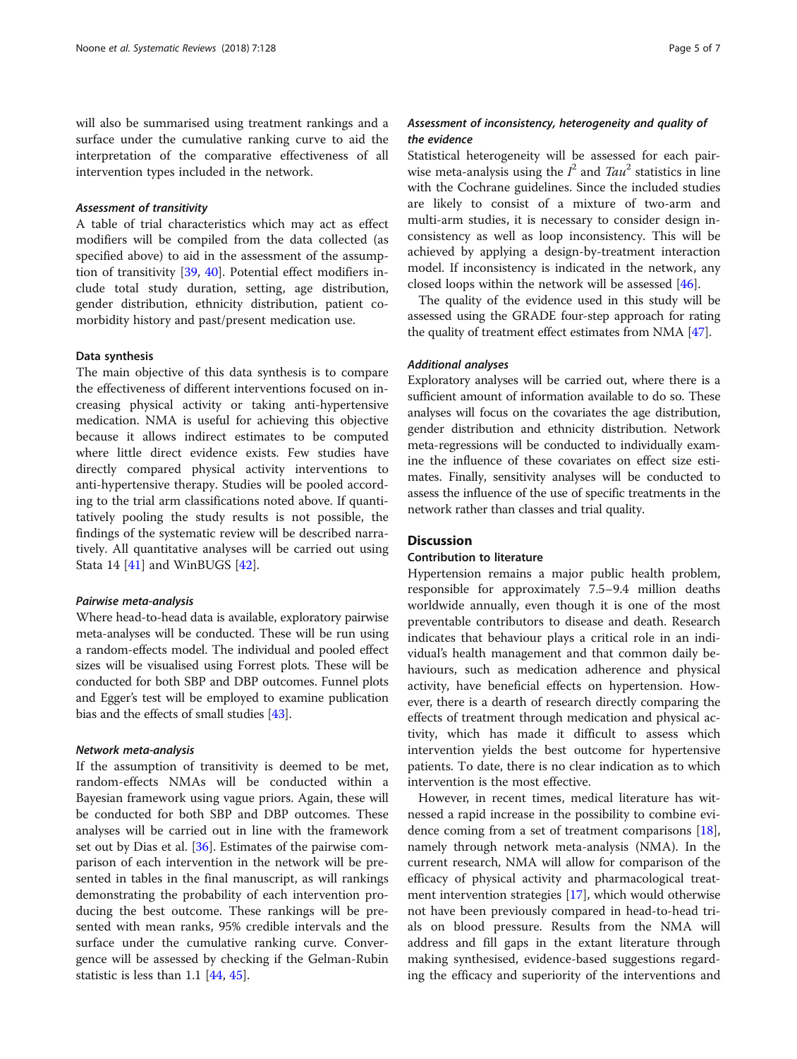will also be summarised using treatment rankings and a surface under the cumulative ranking curve to aid the interpretation of the comparative effectiveness of all intervention types included in the network.

#### *Assessment of transitivity*

A table of trial characteristics which may act as effect modifiers will be compiled from the data collected (as specified above) to aid in the assessment of the assumption of transitivity [39, 40]. Potential effect modifiers include total study duration, setting, age distribution, gender distribution, ethnicity distribution, patient co-morbidity history and past/present medication use.

### Data synthesis

The main objective of this data synthesis is to compare the effectiveness of different interventions focused on increasing physical activity or taking anti-hypertensive medication. NMA is useful for achieving this objective because it allows indirect estimates to be computed where little direct evidence exists. Few studies have directly compared physical activity interventions to anti-hypertensive therapy. Studies will be pooled according to the trial arm classifications noted above. If quantitatively pooling the study results is not possible, the findings of the systematic review will be described narratively. All quantitative analyses will be carried out using Stata 14 [41] and WinBUGS [42].

#### *Pairwise meta-analysis*

Where head-to-head data is available, exploratory pairwise meta-analyses will be conducted. These will be run using a random-effects model. The individual and pooled effect sizes will be visualised using Forrest plots. These will be conducted for both SBP and DBP outcomes. Funnel plots and Egger's test will be employed to examine publication bias and the effects of small studies [43].

#### *Network meta-analysis*

If the assumption of transitivity is deemed to be met, random-effects NMAs will be conducted within a Bayesian framework using vague priors. Again, these will be conducted for both SBP and DBP outcomes. These analyses will be carried out in line with the framework set out by Dias et al. [36]. Estimates of the pairwise comparison of each intervention in the network will be presented in tables in the final manuscript, as will rankings demonstrating the probability of each intervention producing the best outcome. These rankings will be presented with mean ranks, 95% credible intervals and the surface under the cumulative ranking curve. Convergence will be assessed by checking if the Gelman-Rubin statistic is less than 1.1 [44, 45].

#### *Assessment of inconsistency, heterogeneity and quality of the evidence*

Statistical heterogeneity will be assessed for each pairwise meta-analysis using the $I^2$ and $Tau^2$ statistics in line with the Cochrane guidelines. Since the included studies are likely to consist of a mixture of two-arm and multi-arm studies, it is necessary to consider design inconsistency as well as loop inconsistency. This will be achieved by applying a design-by-treatment interaction model. If inconsistency is indicated in the network, any closed loops within the network will be assessed [46].

The quality of the evidence used in this study will be assessed using the GRADE four-step approach for rating the quality of treatment effect estimates from NMA [47].

#### *Additional analyses*

Exploratory analyses will be carried out, where there is a sufficient amount of information available to do so. These analyses will focus on the covariates the age distribution, gender distribution and ethnicity distribution. Network meta-regressions will be conducted to individually examine the influence of these covariates on effect size estimates. Finally, sensitivity analyses will be conducted to assess the influence of the use of specific treatments in the network rather than classes and trial quality.

## Discussion

### Contribution to literature

Hypertension remains a major public health problem, responsible for approximately 7.5–9.4 million deaths worldwide annually, even though it is one of the most preventable contributors to disease and death. Research indicates that behaviour plays a critical role in an individual's health management and that common daily behaviours, such as medication adherence and physical activity, have beneficial effects on hypertension. However, there is a dearth of research directly comparing the effects of treatment through medication and physical activity, which has made it difficult to assess which intervention yields the best outcome for hypertensive patients. To date, there is no clear indication as to which intervention is the most effective.

However, in recent times, medical literature has witnessed a rapid increase in the possibility to combine evidence coming from a set of treatment comparisons [18], namely through network meta-analysis (NMA). In the current research, NMA will allow for comparison of the efficacy of physical activity and pharmacological treatment intervention strategies [17], which would otherwise not have been previously compared in head-to-head trials on blood pressure. Results from the NMA will address and fill gaps in the extant literature through making synthesised, evidence-based suggestions regarding the efficacy and superiority of the interventions and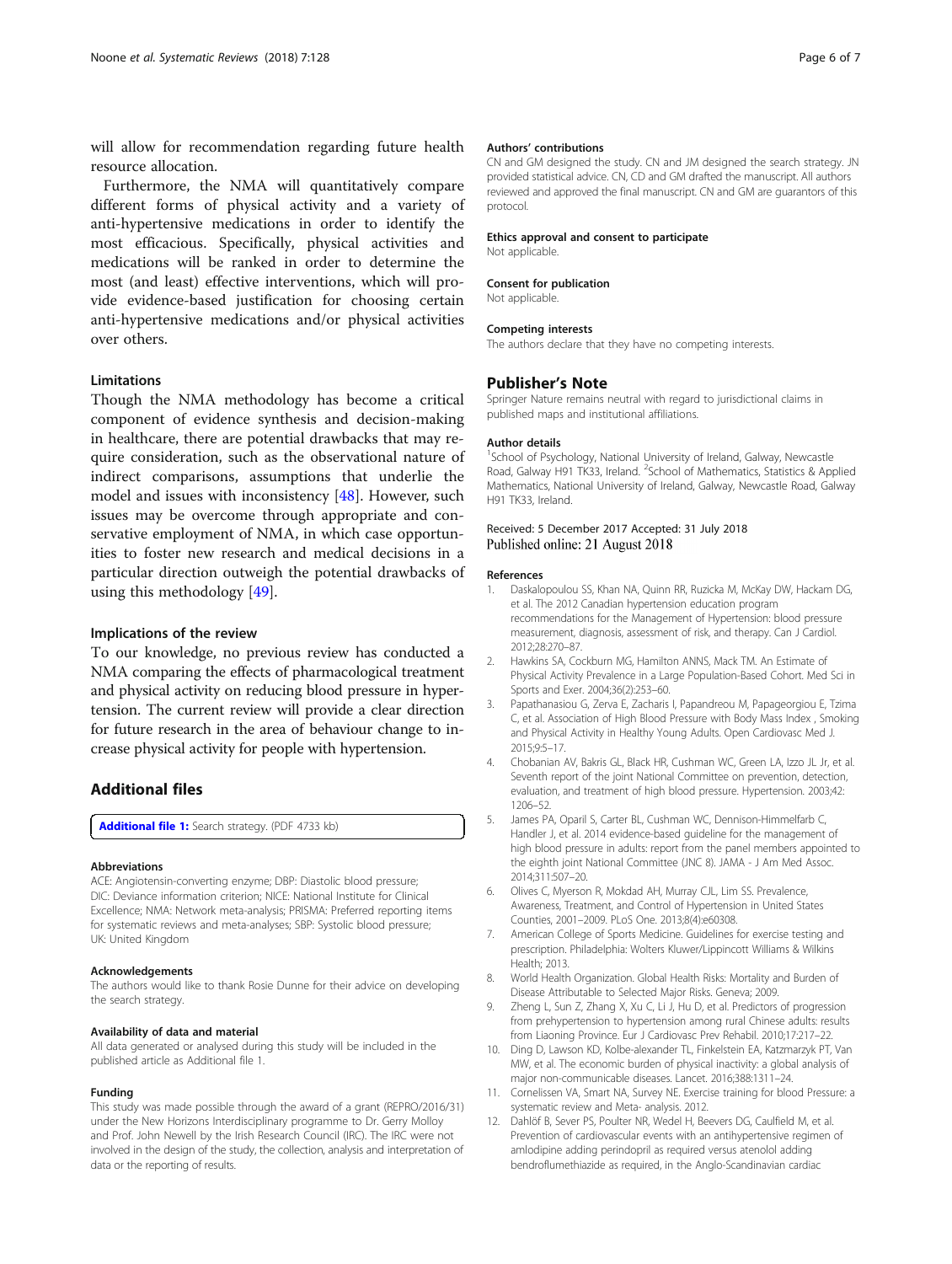will allow for recommendation regarding future health resource allocation.

Furthermore, the NMA will quantitatively compare different forms of physical activity and a variety of anti-hypertensive medications in order to identify the most efficacious. Specifically, physical activities and medications will be ranked in order to determine the most (and least) effective interventions, which will provide evidence-based justification for choosing certain anti-hypertensive medications and/or physical activities over others.

### Limitations

Though the NMA methodology has become a critical component of evidence synthesis and decision-making in healthcare, there are potential drawbacks that may require consideration, such as the observational nature of indirect comparisons, assumptions that underlie the model and issues with inconsistency [48]. However, such issues may be overcome through appropriate and conservative employment of NMA, in which case opportunities to foster new research and medical decisions in a particular direction outweigh the potential drawbacks of using this methodology [49].

### Implications of the review

To our knowledge, no previous review has conducted a NMA comparing the effects of pharmacological treatment and physical activity on reducing blood pressure in hypertension. The current review will provide a clear direction for future research in the area of behaviour change to increase physical activity for people with hypertension.

## Additional files

**Additional file 1:** Search strategy. (PDF 4733 kb)

#### Abbreviations

ACE: Angiotensin-converting enzyme; DBP: Diastolic blood pressure; DIC: Deviance information criterion; NICE: National Institute for Clinical Excellence; NMA: Network meta-analysis; PRISMA: Preferred reporting items for systematic reviews and meta-analyses; SBP: Systolic blood pressure; UK: United Kingdom

#### Acknowledgements

The authors would like to thank Rosie Dunne for their advice on developing the search strategy.

#### Availability of data and material

All data generated or analysed during this study will be included in the published article as Additional file 1.

#### Funding

This study was made possible through the award of a grant (REPRO/2016/31) under the New Horizons Interdisciplinary programme to Dr. Gerry Molloy and Prof. John Newell by the Irish Research Council (IRC). The IRC were not involved in the design of the study, the collection, analysis and interpretation of data or the reporting of results.

#### Authors' contributions

CN and GM designed the study. CN and JM designed the search strategy. JN provided statistical advice. CN, CD and GM drafted the manuscript. All authors reviewed and approved the final manuscript. CN and GM are guarantors of this protocol.

#### Ethics approval and consent to participate

Not applicable.

#### Consent for publication

Not applicable.

#### Competing interests

The authors declare that they have no competing interests.

## Publisher's Note

Springer Nature remains neutral with regard to jurisdictional claims in published maps and institutional affiliations.

#### Author details

[1]School of Psychology, National University of Ireland, Galway, Newcastle Road, Galway H91 TK33, Ireland. [2]School of Mathematics, Statistics & Applied Mathematics, National University of Ireland, Galway, Newcastle Road, Galway H91 TK33, Ireland.

Received: 5 December 2017 Accepted: 31 July 2018
Published online: 21 August 2018

#### References

1. Daskalopoulou SS, Khan NA, Quinn RR, Ruzicka M, McKay DW, Hackam DG, et al. The 2012 Canadian hypertension education program recommendations for the Management of Hypertension: blood pressure measurement, diagnosis, assessment of risk, and therapy. Can J Cardiol. 2012;28:270–87.
2. Hawkins SA, Cockburn MG, Hamilton ANNS, Mack TM. An Estimate of Physical Activity Prevalence in a Large Population-Based Cohort. Med Sci in Sports and Exer. 2004;36(2):253–60.
3. Papathanasiou G, Zerva E, Zacharis I, Papandreou M, Papageorgiou E, Tzima C, et al. Association of High Blood Pressure with Body Mass Index , Smoking and Physical Activity in Healthy Young Adults. Open Cardiovasc Med J. 2015;9:5–17.
4. Chobanian AV, Bakris GL, Black HR, Cushman WC, Green LA, Izzo JL Jr, et al. Seventh report of the joint National Committee on prevention, detection, evaluation, and treatment of high blood pressure. Hypertension. 2003;42: 1206–52.
5. James PA, Oparil S, Carter BL, Cushman WC, Dennison-Himmelfarb C, Handler J, et al. 2014 evidence-based guideline for the management of high blood pressure in adults: report from the panel members appointed to the eighth joint National Committee (JNC 8). JAMA - J Am Med Assoc. 2014;311:507–20.
6. Olives C, Myerson R, Mokdad AH, Murray CJL, Lim SS. Prevalence, Awareness, Treatment, and Control of Hypertension in United States Counties, 2001–2009. PLoS One. 2013;8(4):e60308.
7. American College of Sports Medicine. Guidelines for exercise testing and prescription. Philadelphia: Wolters Kluwer/Lippincott Williams & Wilkins Health; 2013.
8. World Health Organization. Global Health Risks: Mortality and Burden of Disease Attributable to Selected Major Risks. Geneva; 2009.
9. Zheng L, Sun Z, Zhang X, Xu C, Li J, Hu D, et al. Predictors of progression from prehypertension to hypertension among rural Chinese adults: results from Liaoning Province. Eur J Cardiovasc Prev Rehabil. 2010;17:217–22.
10. Ding D, Lawson KD, Kolbe-alexander TL, Finkelstein EA, Katzmarzyk PT, Van MW, et al. The economic burden of physical inactivity: a global analysis of major non-communicable diseases. Lancet. 2016;388:1311–24.
11. Cornelissen VA, Smart NA, Survey NE. Exercise training for blood Pressure: a systematic review and Meta- analysis. 2012.
12. Dahlöf B, Sever PS, Poulter NR, Wedel H, Beevers DG, Caulfield M, et al. Prevention of cardiovascular events with an antihypertensive regimen of amlodipine adding perindopril as required versus atenolol adding bendroflumethiazide as required, in the Anglo-Scandinavian cardiac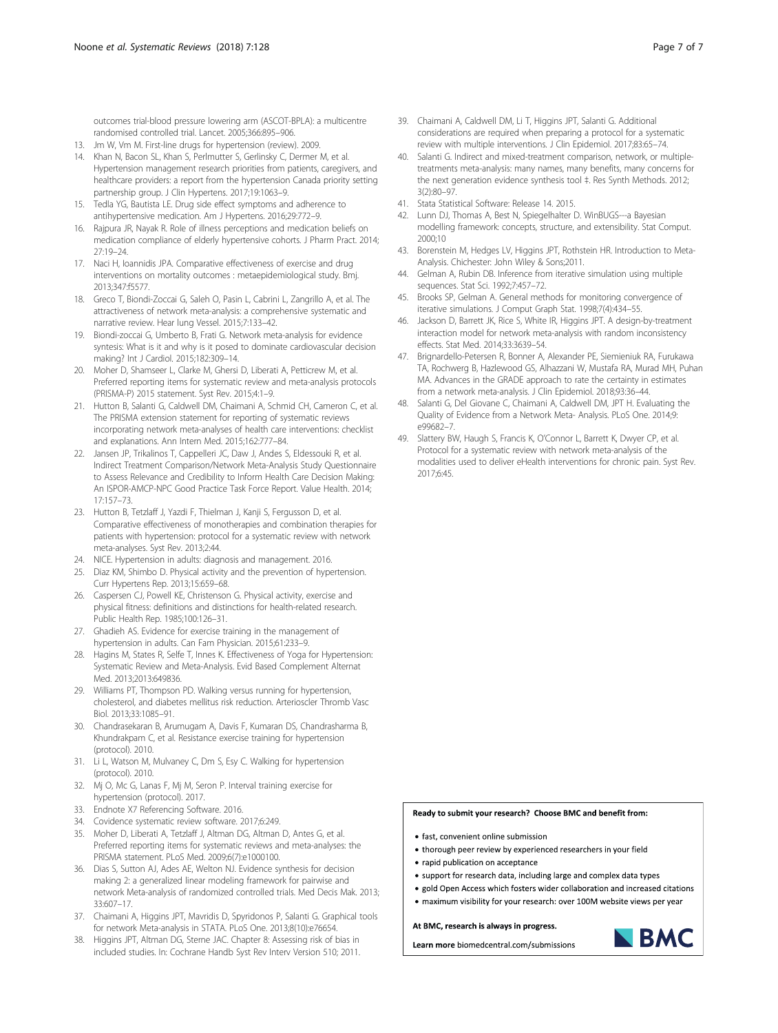outcomes trial-blood pressure lowering arm (ASCOT-BPLA): a multicentre randomised controlled trial. Lancet. 2005;366:895–906.

13. Jm W, Vm M. First-line drugs for hypertension (review). 2009.
14. Khan N, Bacon SL, Khan S, Perlmutter S, Gerlinsky C, Dermer M, et al. Hypertension management research priorities from patients, caregivers, and healthcare providers: a report from the hypertension Canada priority setting partnership group. J Clin Hypertens. 2017;19:1063–9.
15. Tedla YG, Bautista LE. Drug side effect symptoms and adherence to antihypertensive medication. Am J Hypertens. 2016;29:772–9.
16. Rajpura JR, Nayak R. Role of illness perceptions and medication beliefs on medication compliance of elderly hypertensive cohorts. J Pharm Pract. 2014; 27:19–24.
17. Naci H, Ioannidis JPA. Comparative effectiveness of exercise and drug interventions on mortality outcomes : metaepidemiological study. Bmj. 2013;347:f5577.
18. Greco T, Biondi-Zoccai G, Saleh O, Pasin L, Cabrini L, Zangrillo A, et al. The attractiveness of network meta-analysis: a comprehensive systematic and narrative review. Hear lung Vessel. 2015;7:133–42.
19. Biondi-zoccai G, Umberto B, Frati G. Network meta-analysis for evidence syntesis: What is it and why is it posed to dominate cardiovascular decision making? Int J Cardiol. 2015;182:309–14.
20. Moher D, Shamseer L, Clarke M, Ghersi D, Liberati A, Petticrew M, et al. Preferred reporting items for systematic review and meta-analysis protocols (PRISMA-P) 2015 statement. Syst Rev. 2015;4:1–9.
21. Hutton B, Salanti G, Caldwell DM, Chaimani A, Schmid CH, Cameron C, et al. The PRISMA extension statement for reporting of systematic reviews incorporating network meta-analyses of health care interventions: checklist and explanations. Ann Intern Med. 2015;162:777–84.
22. Jansen JP, Trikalinos T, Cappelleri JC, Daw J, Andes S, Eldessouki R, et al. Indirect Treatment Comparison/Network Meta-Analysis Study Questionnaire to Assess Relevance and Credibility to Inform Health Care Decision Making: An ISPOR-AMCP-NPC Good Practice Task Force Report. Value Health. 2014; 17:157–73.
23. Hutton B, Tetzlaff J, Yazdi F, Thielman J, Kanji S, Fergusson D, et al. Comparative effectiveness of monotherapies and combination therapies for patients with hypertension: protocol for a systematic review with network meta-analyses. Syst Rev. 2013;2:44.
24. NICE. Hypertension in adults: diagnosis and management. 2016.
25. Diaz KM, Shimbo D. Physical activity and the prevention of hypertension. Curr Hypertens Rep. 2013;15:659–68.
26. Caspersen CJ, Powell KE, Christenson G. Physical activity, exercise and physical fitness: definitions and distinctions for health-related research. Public Health Rep. 1985;100:126–31.
27. Ghadieh AS. Evidence for exercise training in the management of hypertension in adults. Can Fam Physician. 2015;61:233–9.
28. Hagins M, States R, Selfe T, Innes K. Effectiveness of Yoga for Hypertension: Systematic Review and Meta-Analysis. Evid Based Complement Alternat Med. 2013;2013:649836.
29. Williams PT, Thompson PD. Walking versus running for hypertension, cholesterol, and diabetes mellitus risk reduction. Arterioscler Thromb Vasc Biol. 2013;33:1085–91.
30. Chandrasekaran B, Arumugam A, Davis F, Kumaran DS, Chandrasharma B, Khundrakpam C, et al. Resistance exercise training for hypertension (protocol). 2010.
31. Li L, Watson M, Mulvaney C, Dm S, Esy C. Walking for hypertension (protocol). 2010.
32. Mj O, Mc G, Lanas F, Mj M, Seron P. Interval training exercise for hypertension (protocol). 2017.
33. Endnote X7 Referencing Software. 2016.
34. Covidence systematic review software. 2017;6:249.
35. Moher D, Liberati A, Tetzlaff J, Altman DG, Altman D, Antes G, et al. Preferred reporting items for systematic reviews and meta-analyses: the PRISMA statement. PLoS Med. 2009;6(7):e1000100.
36. Dias S, Sutton AJ, Ades AE, Welton NJ. Evidence synthesis for decision making 2: a generalized linear modeling framework for pairwise and network Meta-analysis of randomized controlled trials. Med Decis Mak. 2013; 33:607–17.
37. Chaimani A, Higgins JPT, Mavridis D, Spyridonos P, Salanti G. Graphical tools for network Meta-analysis in STATA. PLoS One. 2013;8(10):e76654.
38. Higgins JPT, Altman DG, Sterne JAC. Chapter 8: Assessing risk of bias in included studies. In: Cochrane Handb Syst Rev Interv Version 510; 2011.
39. Chaimani A, Caldwell DM, Li T, Higgins JPT, Salanti G. Additional considerations are required when preparing a protocol for a systematic review with multiple interventions. J Clin Epidemiol. 2017;83:65–74.
40. Salanti G. Indirect and mixed-treatment comparison, network, or multiple-treatments meta-analysis: many names, many benefits, many concerns for the next generation evidence synthesis tool ‡. Res Synth Methods. 2012; 3(2):80–97.
41. Stata Statistical Software: Release 14. 2015.
42. Lunn DJ, Thomas A, Best N, Spiegelhalter D. WinBUGS---a Bayesian modelling framework: concepts, structure, and extensibility. Stat Comput. 2000;10
43. Borenstein M, Hedges LV, Higgins JPT, Rothstein HR. Introduction to Meta-Analysis. Chichester: John Wiley & Sons;2011.
44. Gelman A, Rubin DB. Inference from iterative simulation using multiple sequences. Stat Sci. 1992;7:457–72.
45. Brooks SP, Gelman A. General methods for monitoring convergence of iterative simulations. J Comput Graph Stat. 1998;7(4):434–55.
46. Jackson D, Barrett JK, Rice S, White IR, Higgins JPT. A design-by-treatment interaction model for network meta-analysis with random inconsistency effects. Stat Med. 2014;33:3639–54.
47. Brignardello-Petersen R, Bonner A, Alexander PE, Siemieniuk RA, Furukawa TA, Rochwerg B, Hazlewood GS, Alhazzani W, Mustafa RA, Murad MH, Puhan MA. Advances in the GRADE approach to rate the certainty in estimates from a network meta-analysis. J Clin Epidemiol. 2018;93:36–44.
48. Salanti G, Del Giovane C, Chaimani A, Caldwell DM, JPT H. Evaluating the Quality of Evidence from a Network Meta- Analysis. PLoS One. 2014;9: e99682–7.
49. Slattery BW, Haugh S, Francis K, O'Connor L, Barrett K, Dwyer CP, et al. Protocol for a systematic review with network meta-analysis of the modalities used to deliver eHealth interventions for chronic pain. Syst Rev. 2017;6:45.

**Ready to submit your research? Choose BMC and benefit from:**

- fast, convenient online submission
- thorough peer review by experienced researchers in your field
- rapid publication on acceptance
- support for research data, including large and complex data types
- gold Open Access which fosters wider collaboration and increased citations
- maximum visibility for your research: over 100M website views per year

**At BMC, research is always in progress.**

**Learn more** biomedcentral.com/submissions